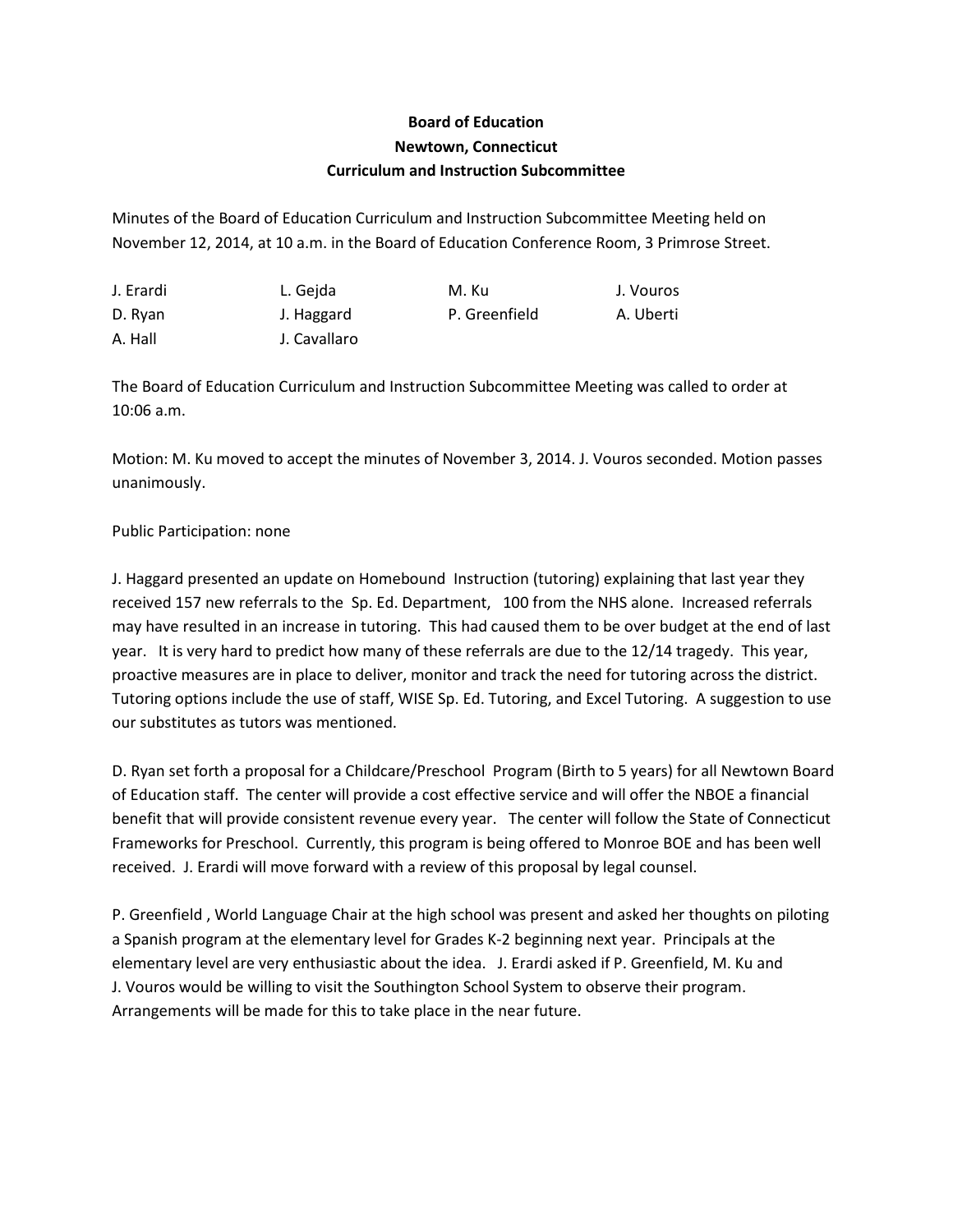**Board of Education**
**Newtown, Connecticut**
**Curriculum and Instruction Subcommittee**

Minutes of the Board of Education Curriculum and Instruction Subcommittee Meeting held on November 12, 2014, at 10 a.m. in the Board of Education Conference Room, 3 Primrose Street.

| | | | |
|---|---|---|---|
| J. Erardi | L. Gejda | M. Ku | J. Vouros |
| D. Ryan | J. Haggard | P. Greenfield | A. Uberti |
| A. Hall | J. Cavallaro | | |

The Board of Education Curriculum and Instruction Subcommittee Meeting was called to order at 10:06 a.m.

Motion: M. Ku moved to accept the minutes of November 3, 2014. J. Vouros seconded. Motion passes unanimously.

Public Participation: none

J. Haggard presented an update on Homebound Instruction (tutoring) explaining that last year they received 157 new referrals to the Sp. Ed. Department, 100 from the NHS alone. Increased referrals may have resulted in an increase in tutoring. This had caused them to be over budget at the end of last year. It is very hard to predict how many of these referrals are due to the 12/14 tragedy. This year, proactive measures are in place to deliver, monitor and track the need for tutoring across the district. Tutoring options include the use of staff, WISE Sp. Ed. Tutoring, and Excel Tutoring. A suggestion to use our substitutes as tutors was mentioned.

D. Ryan set forth a proposal for a Childcare/Preschool Program (Birth to 5 years) for all Newtown Board of Education staff. The center will provide a cost effective service and will offer the NBOE a financial benefit that will provide consistent revenue every year. The center will follow the State of Connecticut Frameworks for Preschool. Currently, this program is being offered to Monroe BOE and has been well received. J. Erardi will move forward with a review of this proposal by legal counsel.

P. Greenfield , World Language Chair at the high school was present and asked her thoughts on piloting a Spanish program at the elementary level for Grades K-2 beginning next year. Principals at the elementary level are very enthusiastic about the idea. J. Erardi asked if P. Greenfield, M. Ku and J. Vouros would be willing to visit the Southington School System to observe their program. Arrangements will be made for this to take place in the near future.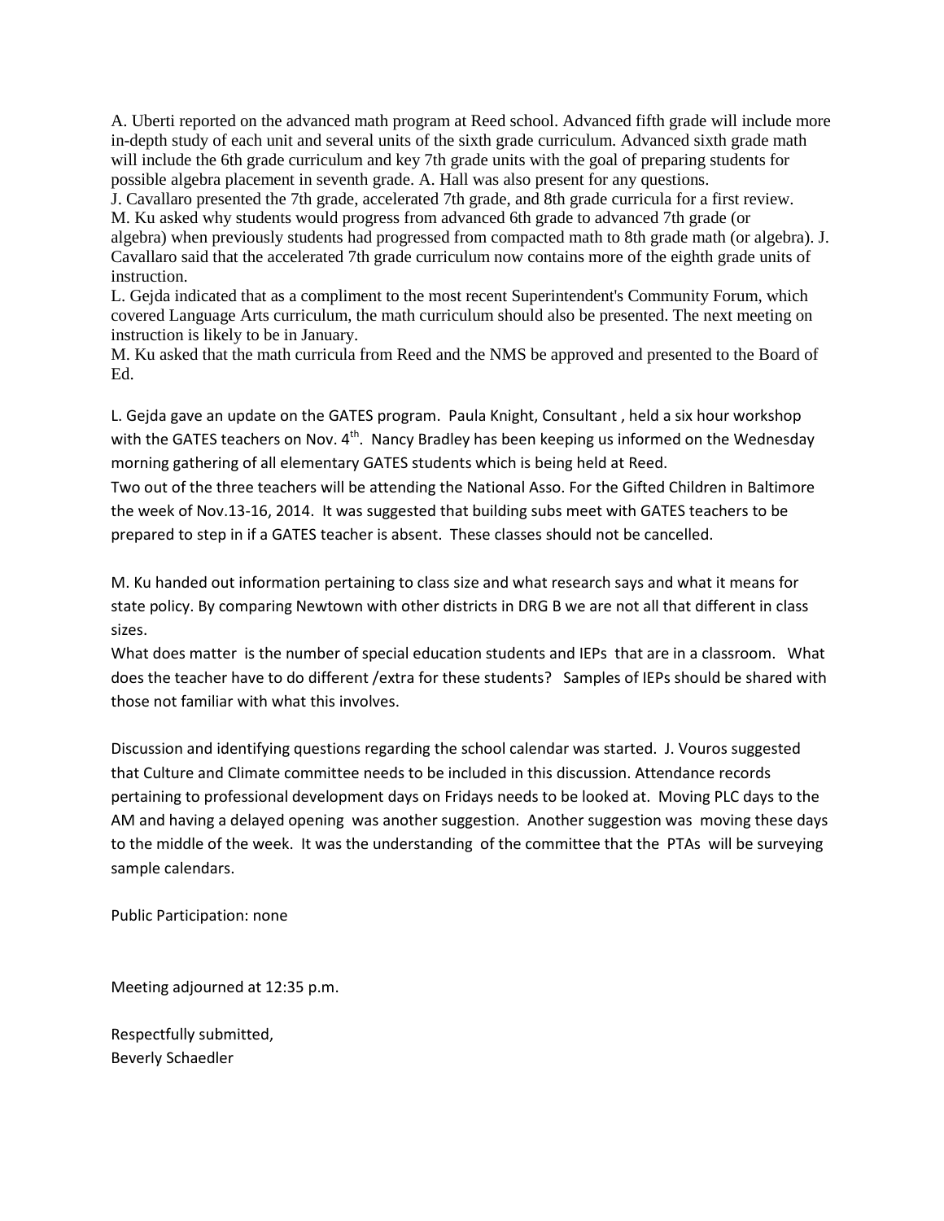A. Uberti reported on the advanced math program at Reed school. Advanced fifth grade will include more in-depth study of each unit and several units of the sixth grade curriculum. Advanced sixth grade math will include the 6th grade curriculum and key 7th grade units with the goal of preparing students for possible algebra placement in seventh grade. A. Hall was also present for any questions.

J. Cavallaro presented the 7th grade, accelerated 7th grade, and 8th grade curricula for a first review.

M. Ku asked why students would progress from advanced 6th grade to advanced 7th grade (or algebra) when previously students had progressed from compacted math to 8th grade math (or algebra). J. Cavallaro said that the accelerated 7th grade curriculum now contains more of the eighth grade units of instruction.

L. Gejda indicated that as a compliment to the most recent Superintendent's Community Forum, which covered Language Arts curriculum, the math curriculum should also be presented. The next meeting on instruction is likely to be in January.

M. Ku asked that the math curricula from Reed and the NMS be approved and presented to the Board of Ed.

L. Gejda gave an update on the GATES program. Paula Knight, Consultant , held a six hour workshop with the GATES teachers on Nov. 4th. Nancy Bradley has been keeping us informed on the Wednesday morning gathering of all elementary GATES students which is being held at Reed.

Two out of the three teachers will be attending the National Asso. For the Gifted Children in Baltimore the week of Nov.13-16, 2014. It was suggested that building subs meet with GATES teachers to be prepared to step in if a GATES teacher is absent. These classes should not be cancelled.

M. Ku handed out information pertaining to class size and what research says and what it means for state policy. By comparing Newtown with other districts in DRG B we are not all that different in class sizes.

What does matter is the number of special education students and IEPs that are in a classroom. What does the teacher have to do different /extra for these students? Samples of IEPs should be shared with those not familiar with what this involves.

Discussion and identifying questions regarding the school calendar was started. J. Vouros suggested that Culture and Climate committee needs to be included in this discussion. Attendance records pertaining to professional development days on Fridays needs to be looked at. Moving PLC days to the AM and having a delayed opening was another suggestion. Another suggestion was moving these days to the middle of the week. It was the understanding of the committee that the PTAs will be surveying sample calendars.

Public Participation: none

Meeting adjourned at 12:35 p.m.

Respectfully submitted,
Beverly Schaedler